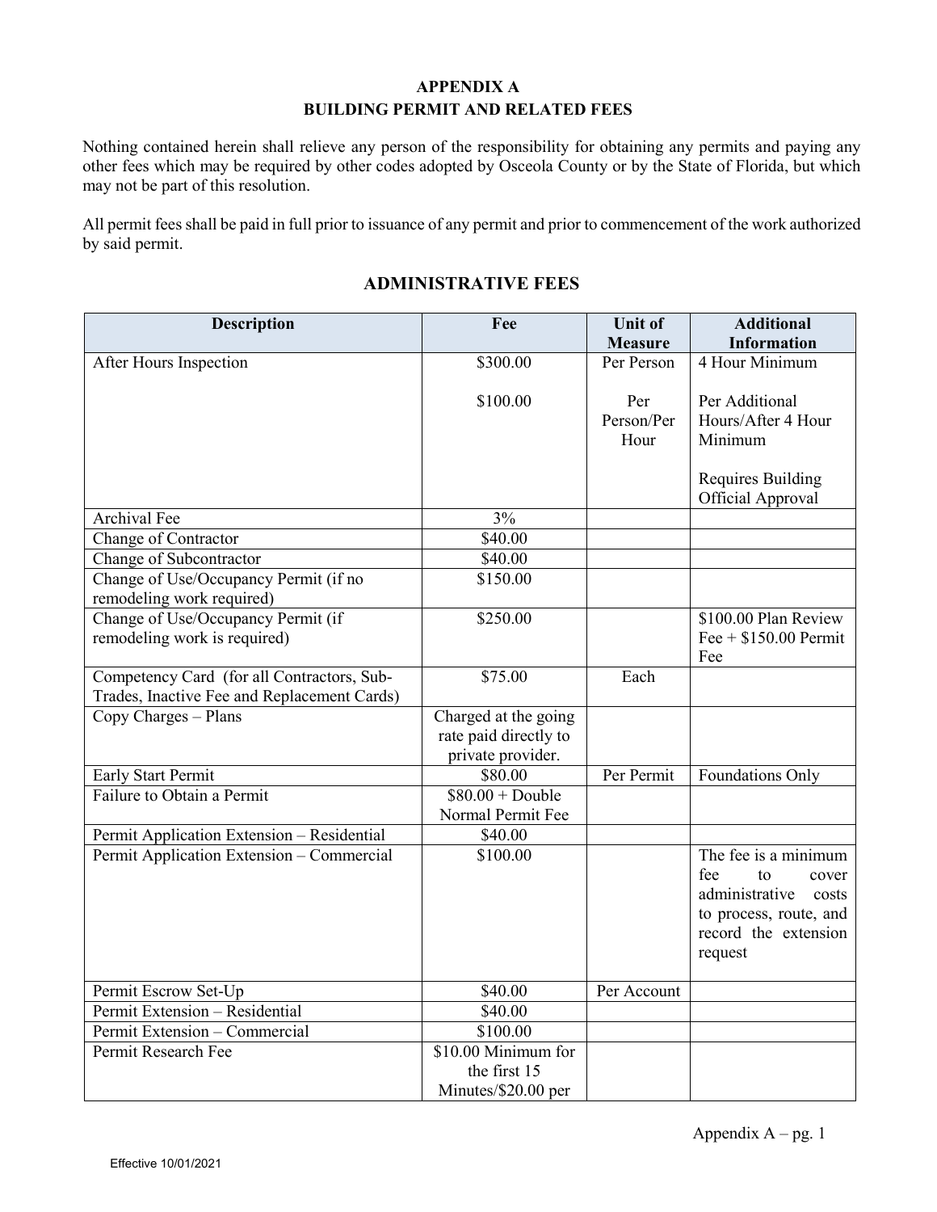# APPENDIX A
# BUILDING PERMIT AND RELATED FEES

Nothing contained herein shall relieve any person of the responsibility for obtaining any permits and paying any other fees which may be required by other codes adopted by Osceola County or by the State of Florida, but which may not be part of this resolution.

All permit fees shall be paid in full prior to issuance of any permit and prior to commencement of the work authorized by said permit.

## ADMINISTRATIVE FEES

| Description | Fee | Unit of Measure | Additional Information |
|---|---|---|---|
| After Hours Inspection | \$300.00<br><br>\$100.00 | Per Person<br><br>Per Person/Per Hour | 4 Hour Minimum<br><br>Per Additional Hours/After 4 Hour Minimum<br><br>Requires Building Official Approval |
| Archival Fee | 3% | | |
| Change of Contractor | \$40.00 | | |
| Change of Subcontractor | \$40.00 | | |
| Change of Use/Occupancy Permit (if no remodeling work required) | \$150.00 | | |
| Change of Use/Occupancy Permit (if remodeling work is required) | \$250.00 | | \$100.00 Plan Review Fee + \$150.00 Permit Fee |
| Competency Card (for all Contractors, Sub-Trades, Inactive Fee and Replacement Cards) | \$75.00 | Each | |
| Copy Charges – Plans | Charged at the going rate paid directly to private provider. | | |
| Early Start Permit | \$80.00 | Per Permit | Foundations Only |
| Failure to Obtain a Permit | \$80.00 + Double Normal Permit Fee | | |
| Permit Application Extension – Residential | \$40.00 | | |
| Permit Application Extension – Commercial | \$100.00 | | The fee is a minimum fee to cover administrative costs to process, route, and record the extension request |
| Permit Escrow Set-Up | \$40.00 | Per Account | |
| Permit Extension – Residential | \$40.00 | | |
| Permit Extension – Commercial | \$100.00 | | |
| Permit Research Fee | \$10.00 Minimum for the first 15 Minutes/\$20.00 per | | |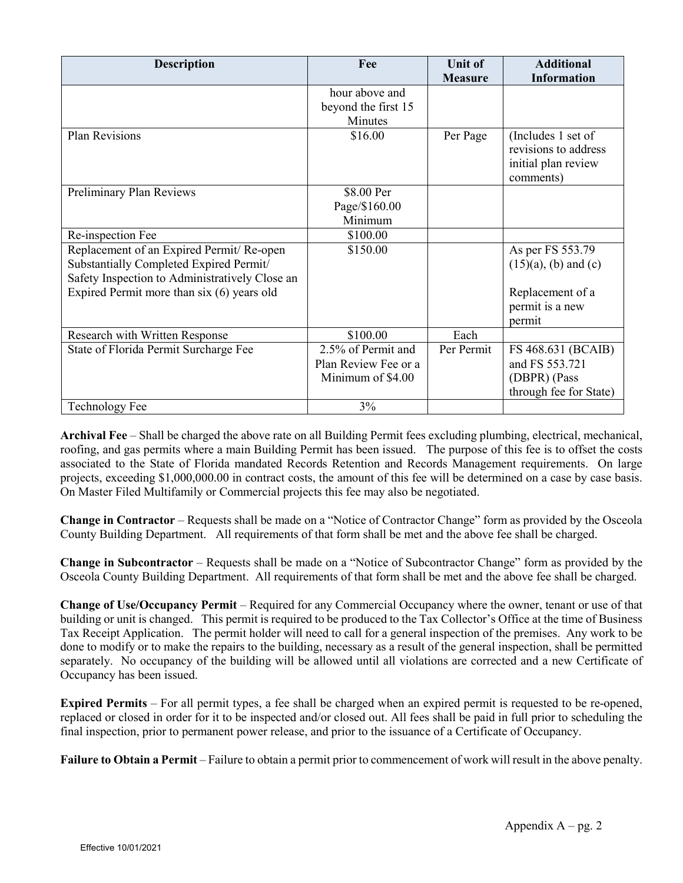| Description | Fee | Unit of Measure | Additional Information |
|---|---|---|---|
| | hour above and beyond the first 15 Minutes | | |
| Plan Revisions | $16.00 | Per Page | (Includes 1 set of revisions to address initial plan review comments) |
| Preliminary Plan Reviews | $8.00 Per Page/$160.00 Minimum | | |
| Re-inspection Fee | $100.00 | | |
| Replacement of an Expired Permit/ Re-open Substantially Completed Expired Permit/ Safety Inspection to Administratively Close an Expired Permit more than six (6) years old | $150.00 | | As per FS 553.79 (15)(a), (b) and (c)<br><br>Replacement of a permit is a new permit |
| Research with Written Response | $100.00 | Each | |
| State of Florida Permit Surcharge Fee | 2.5% of Permit and Plan Review Fee or a Minimum of $4.00 | Per Permit | FS 468.631 (BCAIB) and FS 553.721 (DBPR) (Pass through fee for State) |
| Technology Fee | 3% | | |

**Archival Fee** – Shall be charged the above rate on all Building Permit fees excluding plumbing, electrical, mechanical, roofing, and gas permits where a main Building Permit has been issued. The purpose of this fee is to offset the costs associated to the State of Florida mandated Records Retention and Records Management requirements. On large projects, exceeding $1,000,000.00 in contract costs, the amount of this fee will be determined on a case by case basis. On Master Filed Multifamily or Commercial projects this fee may also be negotiated.

**Change in Contractor** – Requests shall be made on a "Notice of Contractor Change" form as provided by the Osceola County Building Department. All requirements of that form shall be met and the above fee shall be charged.

**Change in Subcontractor** – Requests shall be made on a "Notice of Subcontractor Change" form as provided by the Osceola County Building Department. All requirements of that form shall be met and the above fee shall be charged.

**Change of Use/Occupancy Permit** – Required for any Commercial Occupancy where the owner, tenant or use of that building or unit is changed. This permit is required to be produced to the Tax Collector's Office at the time of Business Tax Receipt Application. The permit holder will need to call for a general inspection of the premises. Any work to be done to modify or to make the repairs to the building, necessary as a result of the general inspection, shall be permitted separately. No occupancy of the building will be allowed until all violations are corrected and a new Certificate of Occupancy has been issued.

**Expired Permits** – For all permit types, a fee shall be charged when an expired permit is requested to be re-opened, replaced or closed in order for it to be inspected and/or closed out. All fees shall be paid in full prior to scheduling the final inspection, prior to permanent power release, and prior to the issuance of a Certificate of Occupancy.

**Failure to Obtain a Permit** – Failure to obtain a permit prior to commencement of work will result in the above penalty.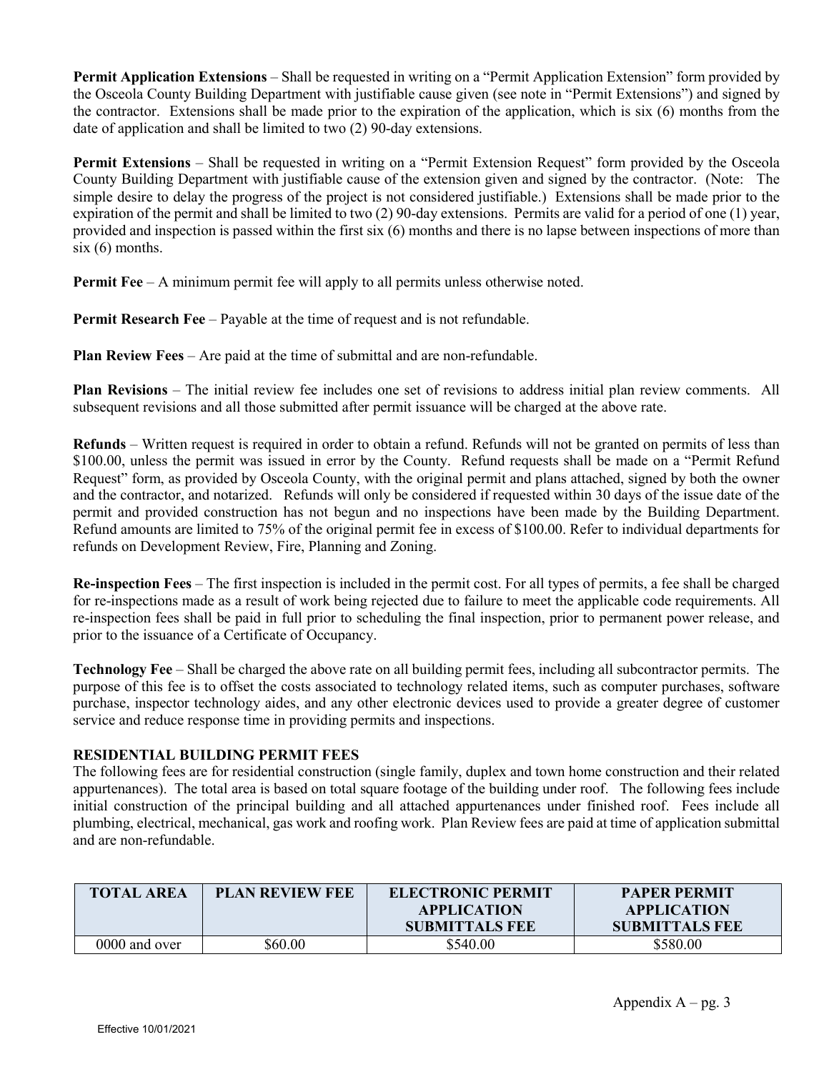**Permit Application Extensions** – Shall be requested in writing on a "Permit Application Extension" form provided by the Osceola County Building Department with justifiable cause given (see note in "Permit Extensions") and signed by the contractor. Extensions shall be made prior to the expiration of the application, which is six (6) months from the date of application and shall be limited to two (2) 90-day extensions.

**Permit Extensions** – Shall be requested in writing on a "Permit Extension Request" form provided by the Osceola County Building Department with justifiable cause of the extension given and signed by the contractor. (Note: The simple desire to delay the progress of the project is not considered justifiable.) Extensions shall be made prior to the expiration of the permit and shall be limited to two (2) 90-day extensions. Permits are valid for a period of one (1) year, provided and inspection is passed within the first six (6) months and there is no lapse between inspections of more than six (6) months.

**Permit Fee** – A minimum permit fee will apply to all permits unless otherwise noted.

**Permit Research Fee** – Payable at the time of request and is not refundable.

**Plan Review Fees** – Are paid at the time of submittal and are non-refundable.

**Plan Revisions** – The initial review fee includes one set of revisions to address initial plan review comments. All subsequent revisions and all those submitted after permit issuance will be charged at the above rate.

**Refunds** – Written request is required in order to obtain a refund. Refunds will not be granted on permits of less than \$100.00, unless the permit was issued in error by the County. Refund requests shall be made on a "Permit Refund Request" form, as provided by Osceola County, with the original permit and plans attached, signed by both the owner and the contractor, and notarized. Refunds will only be considered if requested within 30 days of the issue date of the permit and provided construction has not begun and no inspections have been made by the Building Department. Refund amounts are limited to 75% of the original permit fee in excess of \$100.00. Refer to individual departments for refunds on Development Review, Fire, Planning and Zoning.

**Re-inspection Fees** – The first inspection is included in the permit cost. For all types of permits, a fee shall be charged for re-inspections made as a result of work being rejected due to failure to meet the applicable code requirements. All re-inspection fees shall be paid in full prior to scheduling the final inspection, prior to permanent power release, and prior to the issuance of a Certificate of Occupancy.

**Technology Fee** – Shall be charged the above rate on all building permit fees, including all subcontractor permits. The purpose of this fee is to offset the costs associated to technology related items, such as computer purchases, software purchase, inspector technology aides, and any other electronic devices used to provide a greater degree of customer service and reduce response time in providing permits and inspections.

**RESIDENTIAL BUILDING PERMIT FEES**

The following fees are for residential construction (single family, duplex and town home construction and their related appurtenances). The total area is based on total square footage of the building under roof. The following fees include initial construction of the principal building and all attached appurtenances under finished roof. Fees include all plumbing, electrical, mechanical, gas work and roofing work. Plan Review fees are paid at time of application submittal and are non-refundable.

| TOTAL AREA | PLAN REVIEW FEE | ELECTRONIC PERMIT APPLICATION SUBMITTALS FEE | PAPER PERMIT APPLICATION SUBMITTALS FEE |
|---|---|---|---|
| 0000 and over | \$60.00 | \$540.00 | \$580.00 |

Appendix A – pg. 3

Effective 10/01/2021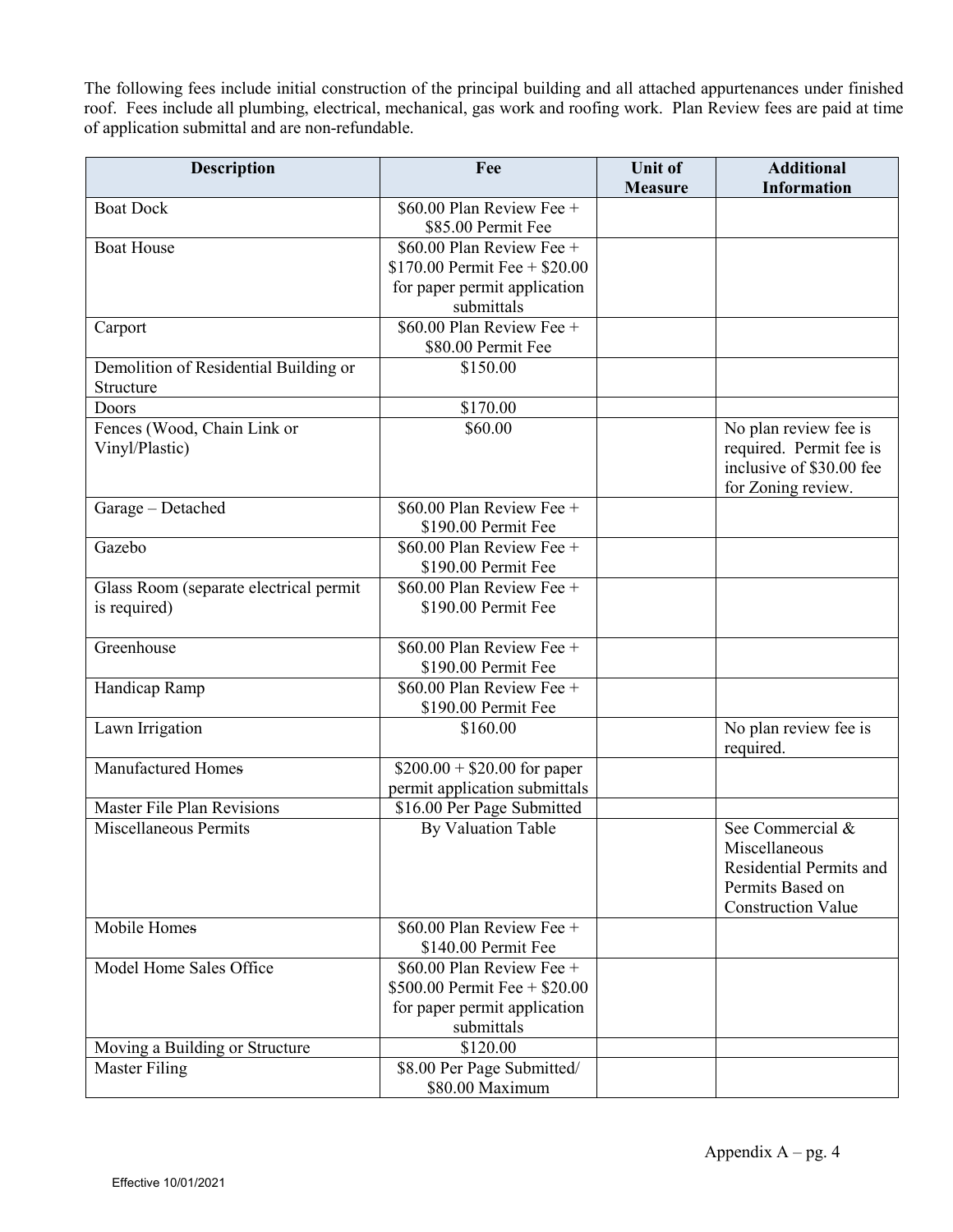The following fees include initial construction of the principal building and all attached appurtenances under finished roof. Fees include all plumbing, electrical, mechanical, gas work and roofing work. Plan Review fees are paid at time of application submittal and are non-refundable.

| Description | Fee | Unit of Measure | Additional Information |
|---|---|---|---|
| Boat Dock | $60.00 Plan Review Fee + $85.00 Permit Fee | | |
| Boat House | $60.00 Plan Review Fee + $170.00 Permit Fee + $20.00 for paper permit application submittals | | |
| Carport | $60.00 Plan Review Fee + $80.00 Permit Fee | | |
| Demolition of Residential Building or Structure | $150.00 | | |
| Doors | $170.00 | | |
| Fences (Wood, Chain Link or Vinyl/Plastic) | $60.00 | | No plan review fee is required. Permit fee is inclusive of $30.00 fee for Zoning review. |
| Garage – Detached | $60.00 Plan Review Fee + $190.00 Permit Fee | | |
| Gazebo | $60.00 Plan Review Fee + $190.00 Permit Fee | | |
| Glass Room (separate electrical permit is required) | $60.00 Plan Review Fee + $190.00 Permit Fee | | |
| Greenhouse | $60.00 Plan Review Fee + $190.00 Permit Fee | | |
| Handicap Ramp | $60.00 Plan Review Fee + $190.00 Permit Fee | | |
| Lawn Irrigation | $160.00 | | No plan review fee is required. |
| Manufactured Homes | $200.00 + $20.00 for paper permit application submittals | | |
| Master File Plan Revisions | $16.00 Per Page Submitted | | |
| Miscellaneous Permits | By Valuation Table | | See Commercial & Miscellaneous Residential Permits and Permits Based on Construction Value |
| Mobile Homes | $60.00 Plan Review Fee + $140.00 Permit Fee | | |
| Model Home Sales Office | $60.00 Plan Review Fee + $500.00 Permit Fee + $20.00 for paper permit application submittals | | |
| Moving a Building or Structure | $120.00 | | |
| Master Filing | $8.00 Per Page Submitted/ $80.00 Maximum | | |

Effective 10/01/2021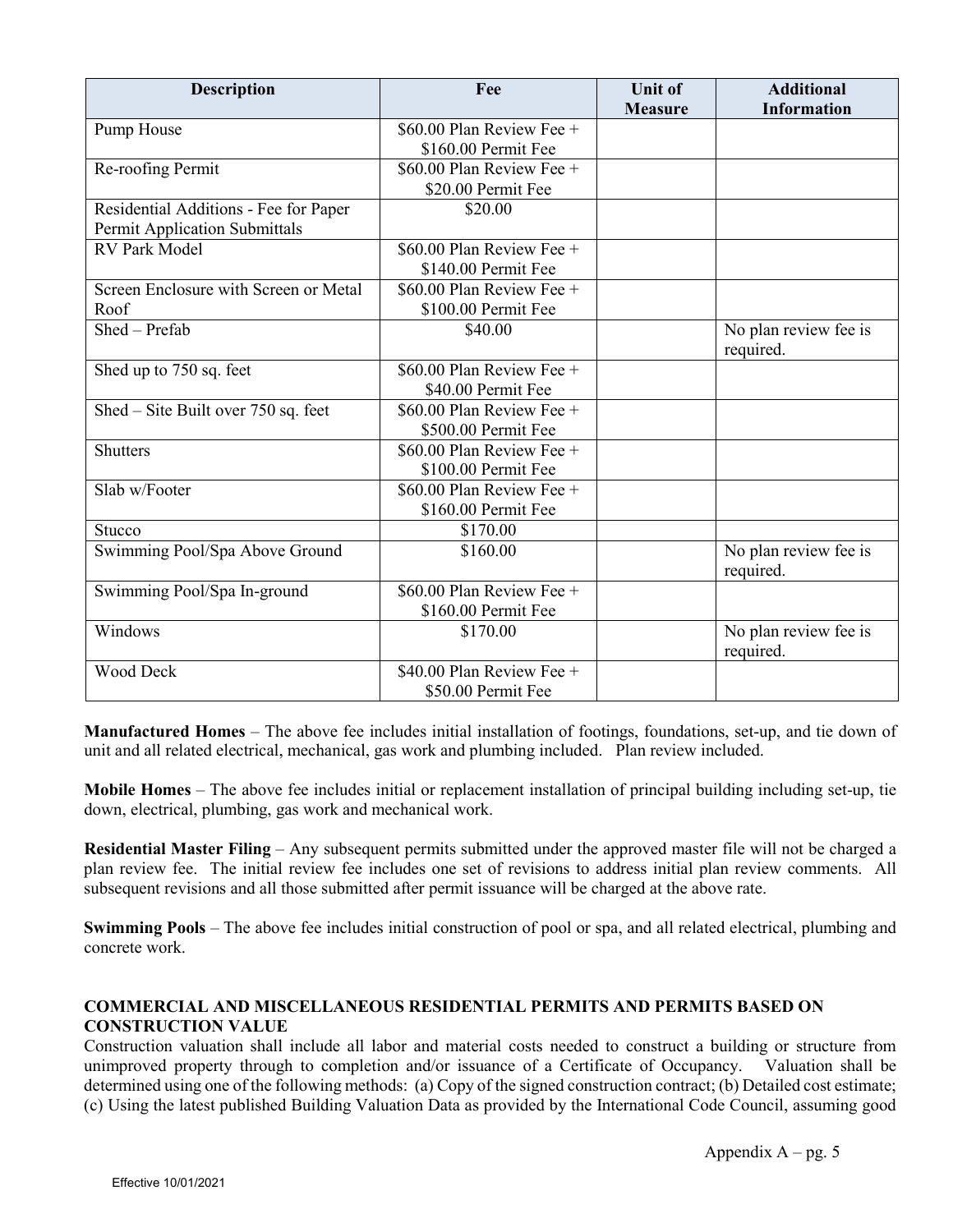| Description | Fee | Unit of Measure | Additional Information |
| --- | --- | --- | --- |
| Pump House | $60.00 Plan Review Fee + $160.00 Permit Fee | | |
| Re-roofing Permit | $60.00 Plan Review Fee + $20.00 Permit Fee | | |
| Residential Additions - Fee for Paper Permit Application Submittals | $20.00 | | |
| RV Park Model | $60.00 Plan Review Fee + $140.00 Permit Fee | | |
| Screen Enclosure with Screen or Metal Roof | $60.00 Plan Review Fee + $100.00 Permit Fee | | |
| Shed – Prefab | $40.00 | | No plan review fee is required. |
| Shed up to 750 sq. feet | $60.00 Plan Review Fee + $40.00 Permit Fee | | |
| Shed – Site Built over 750 sq. feet | $60.00 Plan Review Fee + $500.00 Permit Fee | | |
| Shutters | $60.00 Plan Review Fee + $100.00 Permit Fee | | |
| Slab w/Footer | $60.00 Plan Review Fee + $160.00 Permit Fee | | |
| Stucco | $170.00 | | |
| Swimming Pool/Spa Above Ground | $160.00 | | No plan review fee is required. |
| Swimming Pool/Spa In-ground | $60.00 Plan Review Fee + $160.00 Permit Fee | | |
| Windows | $170.00 | | No plan review fee is required. |
| Wood Deck | $40.00 Plan Review Fee + $50.00 Permit Fee | | |

**Manufactured Homes** – The above fee includes initial installation of footings, foundations, set-up, and tie down of unit and all related electrical, mechanical, gas work and plumbing included. Plan review included.

**Mobile Homes** – The above fee includes initial or replacement installation of principal building including set-up, tie down, electrical, plumbing, gas work and mechanical work.

**Residential Master Filing** – Any subsequent permits submitted under the approved master file will not be charged a plan review fee. The initial review fee includes one set of revisions to address initial plan review comments. All subsequent revisions and all those submitted after permit issuance will be charged at the above rate.

**Swimming Pools** – The above fee includes initial construction of pool or spa, and all related electrical, plumbing and concrete work.

**COMMERCIAL AND MISCELLANEOUS RESIDENTIAL PERMITS AND PERMITS BASED ON CONSTRUCTION VALUE**

Construction valuation shall include all labor and material costs needed to construct a building or structure from unimproved property through to completion and/or issuance of a Certificate of Occupancy. Valuation shall be determined using one of the following methods: (a) Copy of the signed construction contract; (b) Detailed cost estimate; (c) Using the latest published Building Valuation Data as provided by the International Code Council, assuming good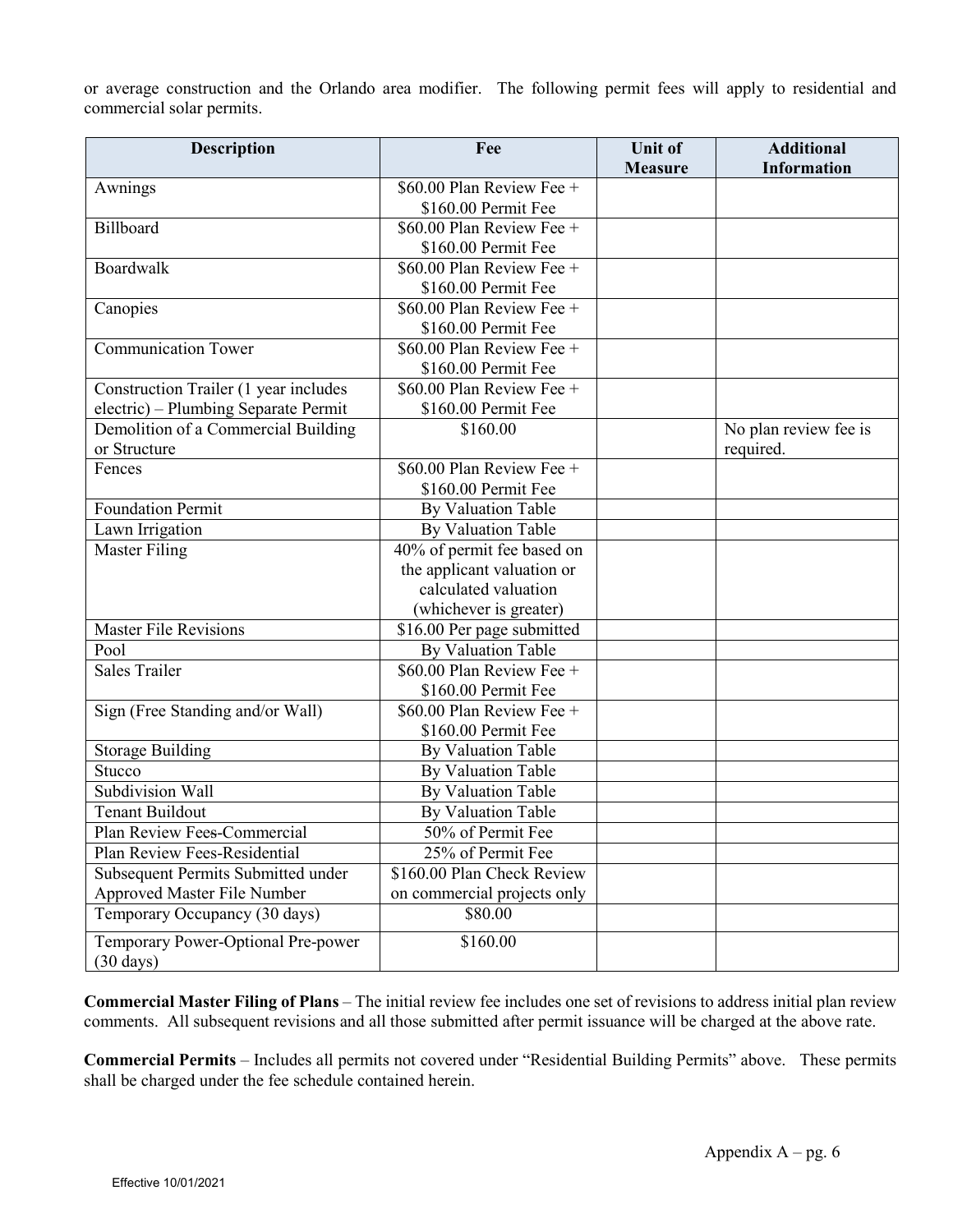or average construction and the Orlando area modifier. The following permit fees will apply to residential and commercial solar permits.

| Description | Fee | Unit of Measure | Additional Information |
|---|---|---|---|
| Awnings | $60.00 Plan Review Fee + $160.00 Permit Fee | | |
| Billboard | $60.00 Plan Review Fee + $160.00 Permit Fee | | |
| Boardwalk | $60.00 Plan Review Fee + $160.00 Permit Fee | | |
| Canopies | $60.00 Plan Review Fee + $160.00 Permit Fee | | |
| Communication Tower | $60.00 Plan Review Fee + $160.00 Permit Fee | | |
| Construction Trailer (1 year includes electric) – Plumbing Separate Permit | $60.00 Plan Review Fee + $160.00 Permit Fee | | |
| Demolition of a Commercial Building or Structure | $160.00 | | No plan review fee is required. |
| Fences | $60.00 Plan Review Fee + $160.00 Permit Fee | | |
| Foundation Permit | By Valuation Table | | |
| Lawn Irrigation | By Valuation Table | | |
| Master Filing | 40% of permit fee based on the applicant valuation or calculated valuation (whichever is greater) | | |
| Master File Revisions | $16.00 Per page submitted | | |
| Pool | By Valuation Table | | |
| Sales Trailer | $60.00 Plan Review Fee + $160.00 Permit Fee | | |
| Sign (Free Standing and/or Wall) | $60.00 Plan Review Fee + $160.00 Permit Fee | | |
| Storage Building | By Valuation Table | | |
| Stucco | By Valuation Table | | |
| Subdivision Wall | By Valuation Table | | |
| Tenant Buildout | By Valuation Table | | |
| Plan Review Fees-Commercial | 50% of Permit Fee | | |
| Plan Review Fees-Residential | 25% of Permit Fee | | |
| Subsequent Permits Submitted under Approved Master File Number | $160.00 Plan Check Review on commercial projects only | | |
| Temporary Occupancy (30 days) | $80.00 | | |
| Temporary Power-Optional Pre-power (30 days) | $160.00 | | |

**Commercial Master Filing of Plans** – The initial review fee includes one set of revisions to address initial plan review comments. All subsequent revisions and all those submitted after permit issuance will be charged at the above rate.

**Commercial Permits** – Includes all permits not covered under "Residential Building Permits" above. These permits shall be charged under the fee schedule contained herein.

Effective 10/01/2021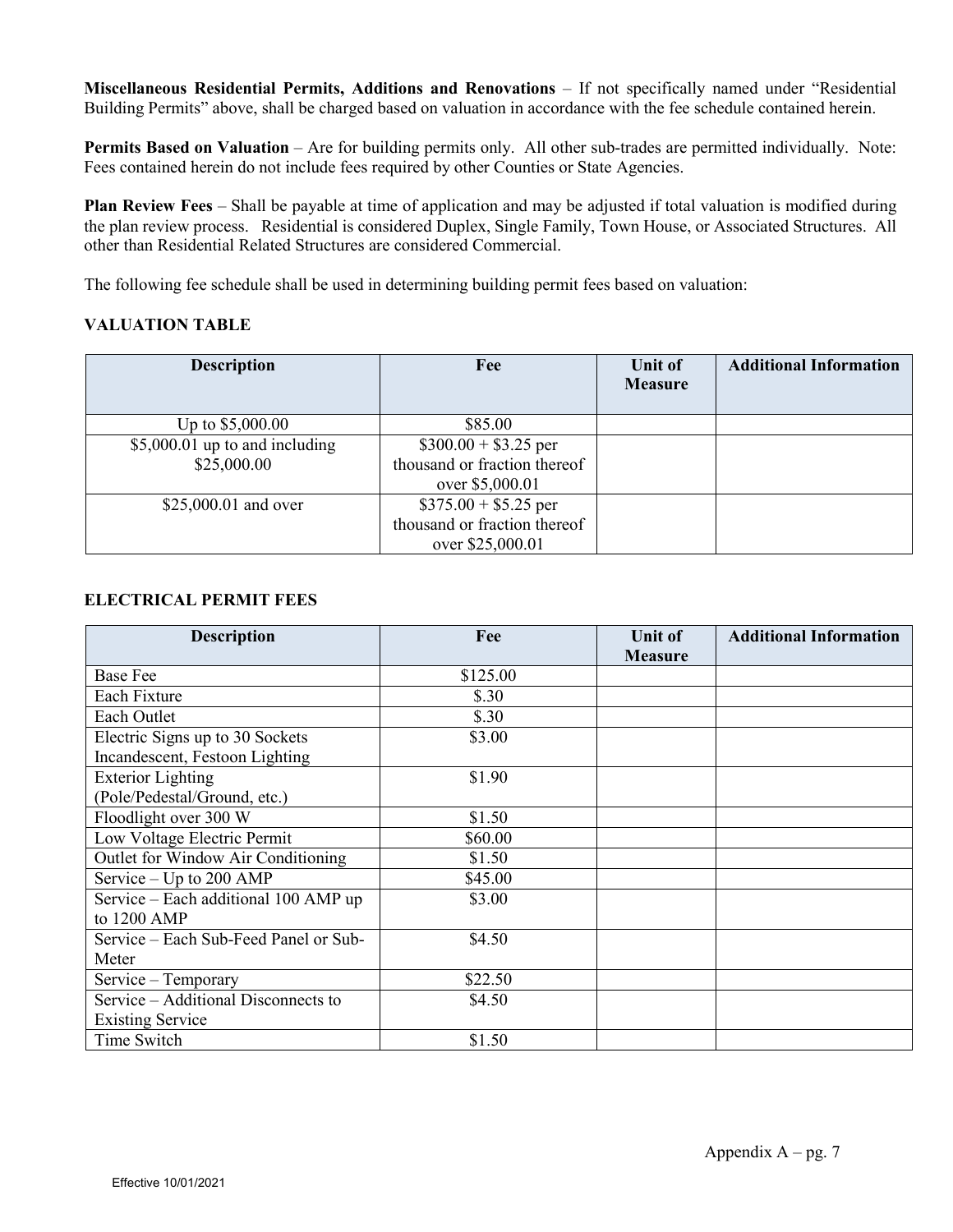**Miscellaneous Residential Permits, Additions and Renovations** – If not specifically named under "Residential Building Permits" above, shall be charged based on valuation in accordance with the fee schedule contained herein.

**Permits Based on Valuation** – Are for building permits only. All other sub-trades are permitted individually. Note: Fees contained herein do not include fees required by other Counties or State Agencies.

**Plan Review Fees** – Shall be payable at time of application and may be adjusted if total valuation is modified during the plan review process. Residential is considered Duplex, Single Family, Town House, or Associated Structures. All other than Residential Related Structures are considered Commercial.

The following fee schedule shall be used in determining building permit fees based on valuation:

**VALUATION TABLE**

| Description | Fee | Unit of Measure | Additional Information |
|---|---|---|---|
| Up to $5,000.00 | $85.00 | | |
| $5,000.01 up to and including $25,000.00 | $300.00 + $3.25 per thousand or fraction thereof over $5,000.01 | | |
| $25,000.01 and over | $375.00 + $5.25 per thousand or fraction thereof over $25,000.01 | | |

**ELECTRICAL PERMIT FEES**

| Description | Fee | Unit of Measure | Additional Information |
|---|---|---|---|
| Base Fee | $125.00 | | |
| Each Fixture | $.30 | | |
| Each Outlet | $.30 | | |
| Electric Signs up to 30 Sockets Incandescent, Festoon Lighting | $3.00 | | |
| Exterior Lighting (Pole/Pedestal/Ground, etc.) | $1.90 | | |
| Floodlight over 300 W | $1.50 | | |
| Low Voltage Electric Permit | $60.00 | | |
| Outlet for Window Air Conditioning | $1.50 | | |
| Service – Up to 200 AMP | $45.00 | | |
| Service – Each additional 100 AMP up to 1200 AMP | $3.00 | | |
| Service – Each Sub-Feed Panel or Sub-Meter | $4.50 | | |
| Service – Temporary | $22.50 | | |
| Service – Additional Disconnects to Existing Service | $4.50 | | |
| Time Switch | $1.50 | | |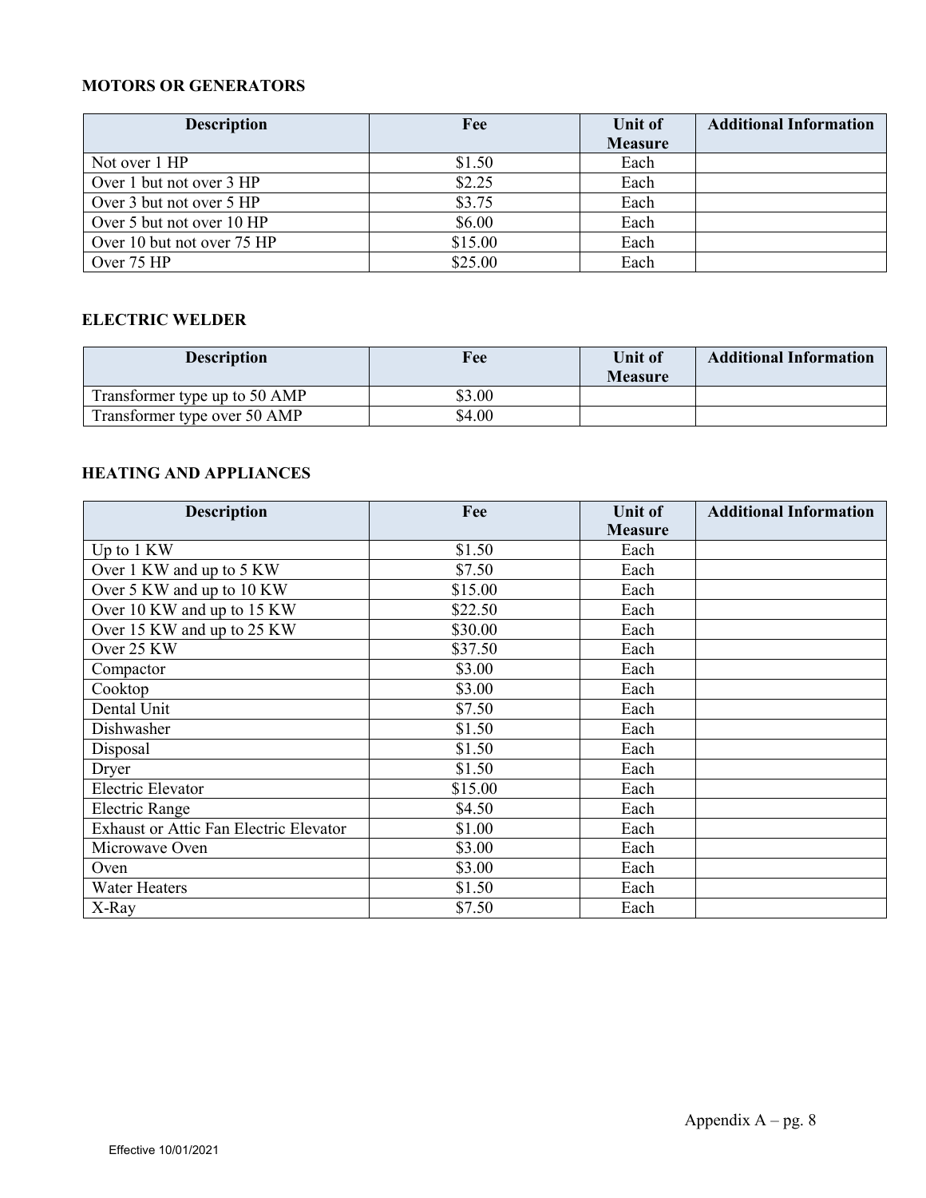### MOTORS OR GENERATORS

| Description | Fee | Unit of Measure | Additional Information |
|---|---|---|---|
| Not over 1 HP | $1.50 | Each | |
| Over 1 but not over 3 HP | $2.25 | Each | |
| Over 3 but not over 5 HP | $3.75 | Each | |
| Over 5 but not over 10 HP | $6.00 | Each | |
| Over 10 but not over 75 HP | $15.00 | Each | |
| Over 75 HP | $25.00 | Each | |

### ELECTRIC WELDER

| Description | Fee | Unit of Measure | Additional Information |
|---|---|---|---|
| Transformer type up to 50 AMP | $3.00 | | |
| Transformer type over 50 AMP | $4.00 | | |

### HEATING AND APPLIANCES

| Description | Fee | Unit of Measure | Additional Information |
|---|---|---|---|
| Up to 1 KW | $1.50 | Each | |
| Over 1 KW and up to 5 KW | $7.50 | Each | |
| Over 5 KW and up to 10 KW | $15.00 | Each | |
| Over 10 KW and up to 15 KW | $22.50 | Each | |
| Over 15 KW and up to 25 KW | $30.00 | Each | |
| Over 25 KW | $37.50 | Each | |
| Compactor | $3.00 | Each | |
| Cooktop | $3.00 | Each | |
| Dental Unit | $7.50 | Each | |
| Dishwasher | $1.50 | Each | |
| Disposal | $1.50 | Each | |
| Dryer | $1.50 | Each | |
| Electric Elevator | $15.00 | Each | |
| Electric Range | $4.50 | Each | |
| Exhaust or Attic Fan Electric Elevator | $1.00 | Each | |
| Microwave Oven | $3.00 | Each | |
| Oven | $3.00 | Each | |
| Water Heaters | $1.50 | Each | |
| X-Ray | $7.50 | Each | |

Effective 10/01/2021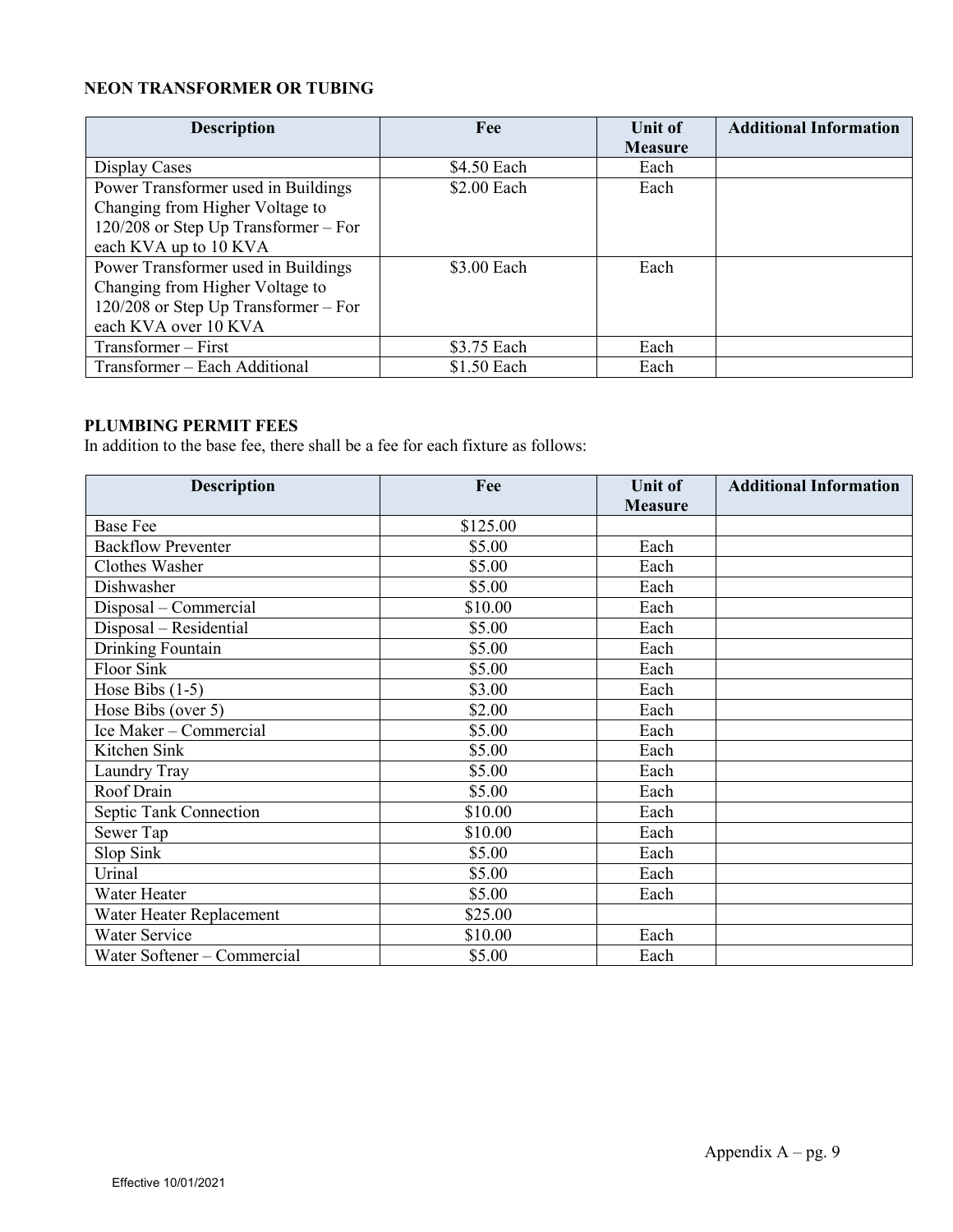**NEON TRANSFORMER OR TUBING**

| Description | Fee | Unit of Measure | Additional Information |
|---|---|---|---|
| Display Cases | $4.50 Each | Each | |
| Power Transformer used in Buildings Changing from Higher Voltage to 120/208 or Step Up Transformer – For each KVA up to 10 KVA | $2.00 Each | Each | |
| Power Transformer used in Buildings Changing from Higher Voltage to 120/208 or Step Up Transformer – For each KVA over 10 KVA | $3.00 Each | Each | |
| Transformer – First | $3.75 Each | Each | |
| Transformer – Each Additional | $1.50 Each | Each | |

**PLUMBING PERMIT FEES**

In addition to the base fee, there shall be a fee for each fixture as follows:

| Description | Fee | Unit of Measure | Additional Information |
|---|---|---|---|
| Base Fee | $125.00 | | |
| Backflow Preventer | $5.00 | Each | |
| Clothes Washer | $5.00 | Each | |
| Dishwasher | $5.00 | Each | |
| Disposal – Commercial | $10.00 | Each | |
| Disposal – Residential | $5.00 | Each | |
| Drinking Fountain | $5.00 | Each | |
| Floor Sink | $5.00 | Each | |
| Hose Bibs (1-5) | $3.00 | Each | |
| Hose Bibs (over 5) | $2.00 | Each | |
| Ice Maker – Commercial | $5.00 | Each | |
| Kitchen Sink | $5.00 | Each | |
| Laundry Tray | $5.00 | Each | |
| Roof Drain | $5.00 | Each | |
| Septic Tank Connection | $10.00 | Each | |
| Sewer Tap | $10.00 | Each | |
| Slop Sink | $5.00 | Each | |
| Urinal | $5.00 | Each | |
| Water Heater | $5.00 | Each | |
| Water Heater Replacement | $25.00 | | |
| Water Service | $10.00 | Each | |
| Water Softener – Commercial | $5.00 | Each | |

Effective 10/01/2021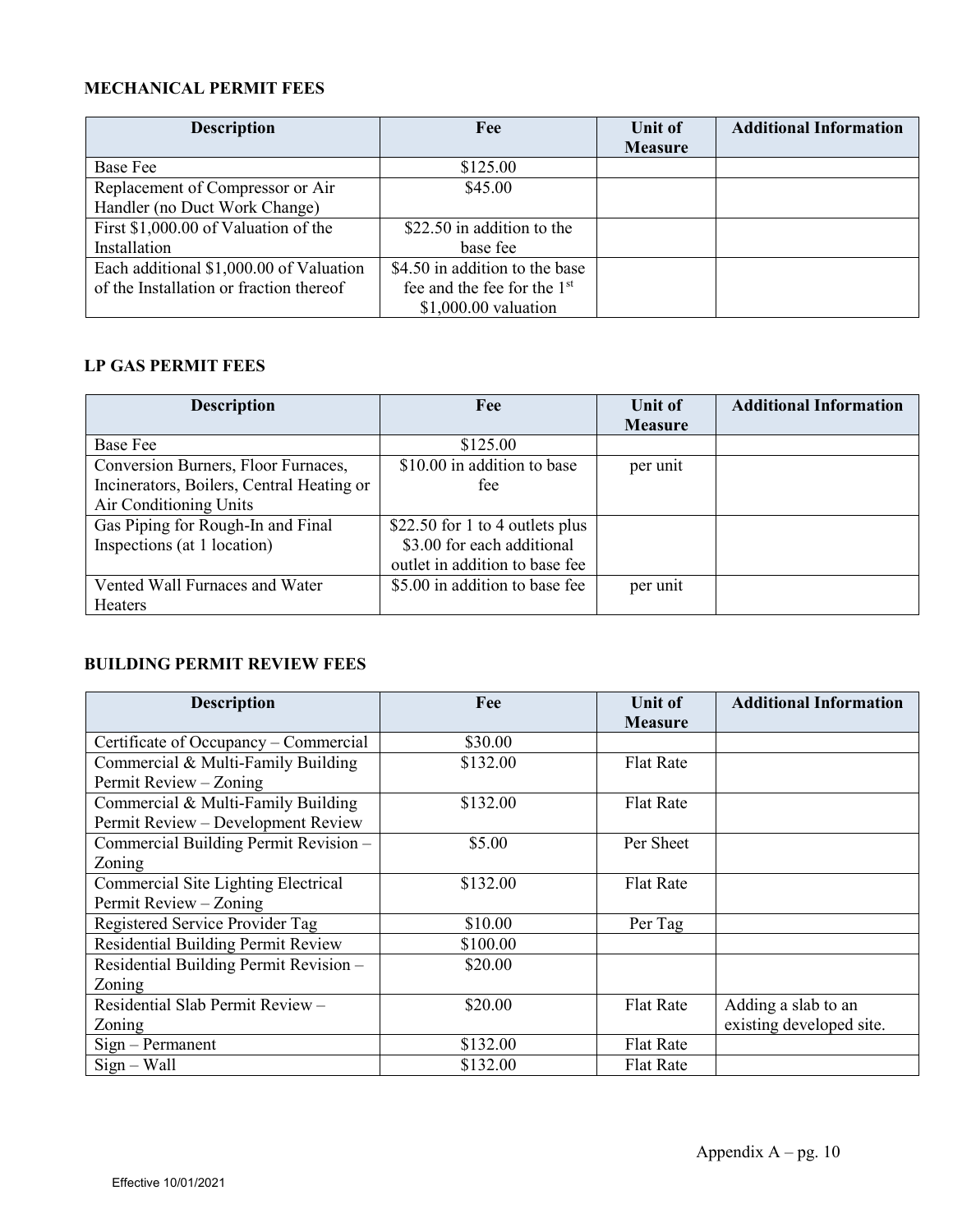**MECHANICAL PERMIT FEES**

| Description | Fee | Unit of Measure | Additional Information |
|---|---|---|---|
| Base Fee | $125.00 | | |
| Replacement of Compressor or Air Handler (no Duct Work Change) | $45.00 | | |
| First $1,000.00 of Valuation of the Installation | $22.50 in addition to the base fee | | |
| Each additional $1,000.00 of Valuation of the Installation or fraction thereof | $4.50 in addition to the base fee and the fee for the 1st $1,000.00 valuation | | |

**LP GAS PERMIT FEES**

| Description | Fee | Unit of Measure | Additional Information |
|---|---|---|---|
| Base Fee | $125.00 | | |
| Conversion Burners, Floor Furnaces, Incinerators, Boilers, Central Heating or Air Conditioning Units | $10.00 in addition to base fee | per unit | |
| Gas Piping for Rough-In and Final Inspections (at 1 location) | $22.50 for 1 to 4 outlets plus $3.00 for each additional outlet in addition to base fee | | |
| Vented Wall Furnaces and Water Heaters | $5.00 in addition to base fee | per unit | |

**BUILDING PERMIT REVIEW FEES**

| Description | Fee | Unit of Measure | Additional Information |
|---|---|---|---|
| Certificate of Occupancy – Commercial | $30.00 | | |
| Commercial & Multi-Family Building Permit Review – Zoning | $132.00 | Flat Rate | |
| Commercial & Multi-Family Building Permit Review – Development Review | $132.00 | Flat Rate | |
| Commercial Building Permit Revision – Zoning | $5.00 | Per Sheet | |
| Commercial Site Lighting Electrical Permit Review – Zoning | $132.00 | Flat Rate | |
| Registered Service Provider Tag | $10.00 | Per Tag | |
| Residential Building Permit Review | $100.00 | | |
| Residential Building Permit Revision – Zoning | $20.00 | | |
| Residential Slab Permit Review – Zoning | $20.00 | Flat Rate | Adding a slab to an existing developed site. |
| Sign – Permanent | $132.00 | Flat Rate | |
| Sign – Wall | $132.00 | Flat Rate | |

Appendix A – pg. 10

Effective 10/01/2021